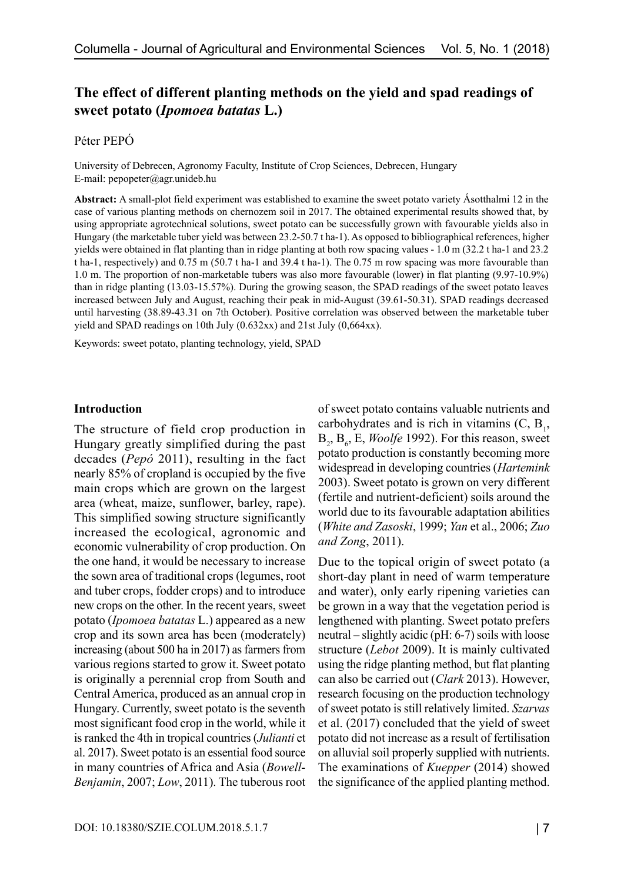# The effect of different planting methods on the yield and spad readings of sweet potato (*Ipomoea batatas* L.)

Péter PEPÓ

University of Debrecen, Agronomy Faculty, Institute of Crop Sciences, Debrecen, Hungary
E-mail: pepopeter@agr.unideb.hu

**Abstract:** A small-plot field experiment was established to examine the sweet potato variety Ásotthalmi 12 in the case of various planting methods on chernozem soil in 2017. The obtained experimental results showed that, by using appropriate agrotechnical solutions, sweet potato can be successfully grown with favourable yields also in Hungary (the marketable tuber yield was between 23.2-50.7 t ha-1). As opposed to bibliographical references, higher yields were obtained in flat planting than in ridge planting at both row spacing values - 1.0 m (32.2 t ha-1 and 23.2 t ha-1, respectively) and 0.75 m (50.7 t ha-1 and 39.4 t ha-1). The 0.75 m row spacing was more favourable than 1.0 m. The proportion of non-marketable tubers was also more favourable (lower) in flat planting (9.97-10.9%) than in ridge planting (13.03-15.57%). During the growing season, the SPAD readings of the sweet potato leaves increased between July and August, reaching their peak in mid-August (39.61-50.31). SPAD readings decreased until harvesting (38.89-43.31 on 7th October). Positive correlation was observed between the marketable tuber yield and SPAD readings on 10th July (0.632xx) and 21st July (0,664xx).

Keywords: sweet potato, planting technology, yield, SPAD

## Introduction

The structure of field crop production in Hungary greatly simplified during the past decades (*Pepó* 2011), resulting in the fact nearly 85% of cropland is occupied by the five main crops which are grown on the largest area (wheat, maize, sunflower, barley, rape). This simplified sowing structure significantly increased the ecological, agronomic and economic vulnerability of crop production. On the one hand, it would be necessary to increase the sown area of traditional crops (legumes, root and tuber crops, fodder crops) and to introduce new crops on the other. In the recent years, sweet potato (*Ipomoea batatas* L.) appeared as a new crop and its sown area has been (moderately) increasing (about 500 ha in 2017) as farmers from various regions started to grow it. Sweet potato is originally a perennial crop from South and Central America, produced as an annual crop in Hungary. Currently, sweet potato is the seventh most significant food crop in the world, while it is ranked the 4th in tropical countries (*Julianti* et al. 2017). Sweet potato is an essential food source in many countries of Africa and Asia (*Bowell-Benjamin*, 2007; *Low*, 2011). The tuberous root of sweet potato contains valuable nutrients and carbohydrates and is rich in vitamins (C, $B_1$, $B_2$, $B_6$, E, *Woolfe* 1992). For this reason, sweet potato production is constantly becoming more widespread in developing countries (*Hartemink* 2003). Sweet potato is grown on very different (fertile and nutrient-deficient) soils around the world due to its favourable adaptation abilities (*White and Zasoski*, 1999; *Yan* et al., 2006; *Zuo and Zong*, 2011).

Due to the topical origin of sweet potato (a short-day plant in need of warm temperature and water), only early ripening varieties can be grown in a way that the vegetation period is lengthened with planting. Sweet potato prefers neutral – slightly acidic (pH: 6-7) soils with loose structure (*Lebot* 2009). It is mainly cultivated using the ridge planting method, but flat planting can also be carried out (*Clark* 2013). However, research focusing on the production technology of sweet potato is still relatively limited. *Szarvas* et al. (2017) concluded that the yield of sweet potato did not increase as a result of fertilisation on alluvial soil properly supplied with nutrients. The examinations of *Kuepper* (2014) showed the significance of the applied planting method.

DOI: 10.18380/SZIE.COLUM.2018.5.1.7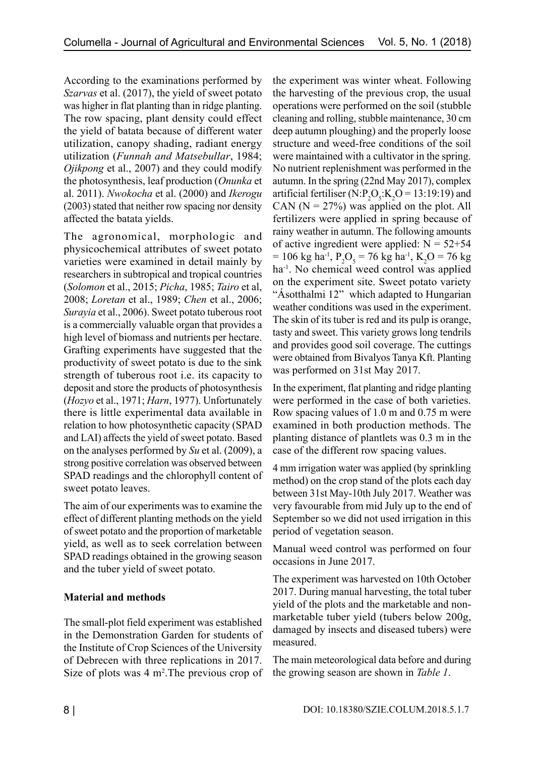According to the examinations performed by *Szarvas* et al. (2017), the yield of sweet potato was higher in flat planting than in ridge planting. The row spacing, plant density could effect the yield of batata because of different water utilization, canopy shading, radiant energy utilization (*Funnah and Matsebullar*, 1984; *Ojikpong* et al., 2007) and they could modify the photosynthesis, leaf production (*Onunka* et al. 2011). *Nwokocha* et al. (2000) and *Ikerogu* (2003) stated that neither row spacing nor density affected the batata yields.

The agronomical, morphologic and physicochemical attributes of sweet potato varieties were examined in detail mainly by researchers in subtropical and tropical countries (*Solomon* et al., 2015; *Picha*, 1985; *Tairo* et al, 2008; *Loretan* et al., 1989; *Chen* et al., 2006; *Surayia* et al., 2006). Sweet potato tuberous root is a commercially valuable organ that provides a high level of biomass and nutrients per hectare. Grafting experiments have suggested that the productivity of sweet potato is due to the sink strength of tuberous root i.e. its capacity to deposit and store the products of photosynthesis (*Hozyo* et al., 1971; *Harn*, 1977). Unfortunately there is little experimental data available in relation to how photosynthetic capacity (SPAD and LAI) affects the yield of sweet potato. Based on the analyses performed by *Su* et al. (2009), a strong positive correlation was observed between SPAD readings and the chlorophyll content of sweet potato leaves.

The aim of our experiments was to examine the effect of different planting methods on the yield of sweet potato and the proportion of marketable yield, as well as to seek correlation between SPAD readings obtained in the growing season and the tuber yield of sweet potato.

## Material and methods

The small-plot field experiment was established in the Demonstration Garden for students of the Institute of Crop Sciences of the University of Debrecen with three replications in 2017. Size of plots was 4 $m^2$.The previous crop of the experiment was winter wheat. Following the harvesting of the previous crop, the usual operations were performed on the soil (stubble cleaning and rolling, stubble maintenance, 30 cm deep autumn ploughing) and the properly loose structure and weed-free conditions of the soil were maintained with a cultivator in the spring. No nutrient replenishment was performed in the autumn. In the spring (22nd May 2017), complex artificial fertiliser ($N:P_2O_5:K_2O = 13:19:19$) and CAN (N = 27%) was applied on the plot. All fertilizers were applied in spring because of rainy weather in autumn. The following amounts of active ingredient were applied: N = 52+54 = 106 kg $ha^{-1}$, $P_2O_5$ = 76 kg $ha^{-1}$, $K_2O$ = 76 kg $ha^{-1}$. No chemical weed control was applied on the experiment site. Sweet potato variety "Ásotthalmi 12" which adapted to Hungarian weather conditions was used in the experiment. The skin of its tuber is red and its pulp is orange, tasty and sweet. This variety grows long tendrils and provides good soil coverage. The cuttings were obtained from Bivalyos Tanya Kft. Planting was performed on 31st May 2017.

In the experiment, flat planting and ridge planting were performed in the case of both varieties. Row spacing values of 1.0 m and 0.75 m were examined in both production methods. The planting distance of plantlets was 0.3 m in the case of the different row spacing values.

4 mm irrigation water was applied (by sprinkling method) on the crop stand of the plots each day between 31st May-10th July 2017. Weather was very favourable from mid July up to the end of September so we did not used irrigation in this period of vegetation season.

Manual weed control was performed on four occasions in June 2017.

The experiment was harvested on 10th October 2017. During manual harvesting, the total tuber yield of the plots and the marketable and non-marketable tuber yield (tubers below 200g, damaged by insects and diseased tubers) were measured.

The main meteorological data before and during the growing season are shown in *Table 1*.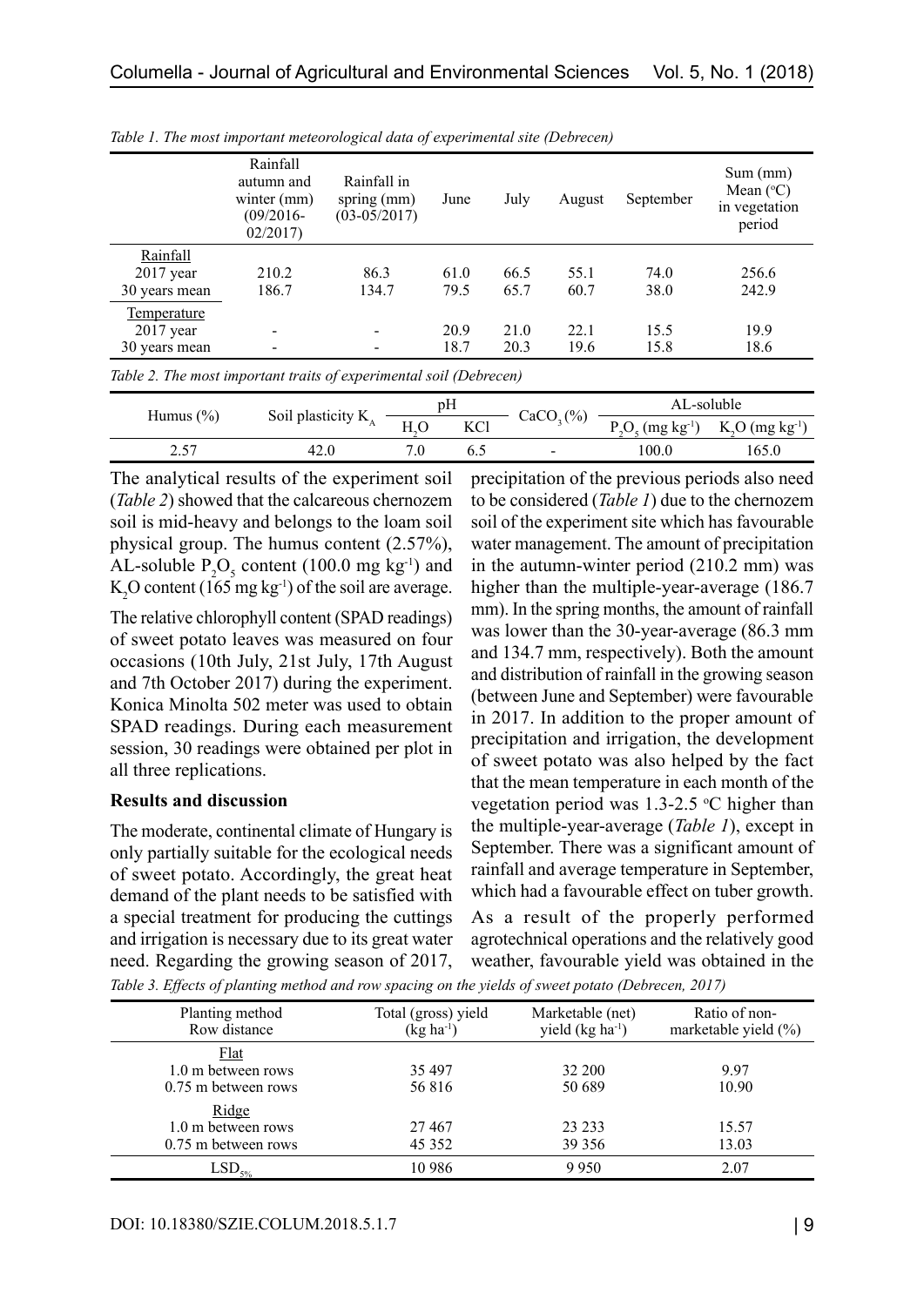*Table 1. The most important meteorological data of experimental site (Debrecen)*

| | Rainfall autumn and winter (mm) (09/2016-02/2017) | Rainfall in spring (mm) (03-05/2017) | June | July | August | September | Sum (mm) Mean (°C) in vegetation period |
|---|---|---|---|---|---|---|---|
| Rainfall | | | | | | | |
| 2017 year | 210.2 | 86.3 | 61.0 | 66.5 | 55.1 | 74.0 | 256.6 |
| 30 years mean | 186.7 | 134.7 | 79.5 | 65.7 | 60.7 | 38.0 | 242.9 |
| Temperature | | | | | | | |
| 2017 year | - | - | 20.9 | 21.0 | 22.1 | 15.5 | 19.9 |
| 30 years mean | - | - | 18.7 | 20.3 | 19.6 | 15.8 | 18.6 |

*Table 2. The most important traits of experimental soil (Debrecen)*

| Humus (%) | Soil plasticity $K_A$ | pH | | $CaCO_3$ (%) | AL-soluble | |
|---|---|---|---|---|---|---|
| | | $H_2O$ | KCl | | $P_2O_5$ (mg $kg^{-1}$) | $K_2O$ (mg $kg^{-1}$) |
| 2.57 | 42.0 | 7.0 | 6.5 | - | 100.0 | 165.0 |

The analytical results of the experiment soil (*Table 2*) showed that the calcareous chernozem soil is mid-heavy and belongs to the loam soil physical group. The humus content (2.57%), AL-soluble $P_2O_5$ content (100.0 mg $kg^{-1}$) and $K_2O$ content (165 mg $kg^{-1}$) of the soil are average.

The relative chlorophyll content (SPAD readings) of sweet potato leaves was measured on four occasions (10th July, 21st July, 17th August and 7th October 2017) during the experiment. Konica Minolta 502 meter was used to obtain SPAD readings. During each measurement session, 30 readings were obtained per plot in all three replications.

## Results and discussion

The moderate, continental climate of Hungary is only partially suitable for the ecological needs of sweet potato. Accordingly, the great heat demand of the plant needs to be satisfied with a special treatment for producing the cuttings and irrigation is necessary due to its great water need. Regarding the growing season of 2017, precipitation of the previous periods also need to be considered (*Table 1*) due to the chernozem soil of the experiment site which has favourable water management. The amount of precipitation in the autumn-winter period (210.2 mm) was higher than the multiple-year-average (186.7 mm). In the spring months, the amount of rainfall was lower than the 30-year-average (86.3 mm and 134.7 mm, respectively). Both the amount and distribution of rainfall in the growing season (between June and September) were favourable in 2017. In addition to the proper amount of precipitation and irrigation, the development of sweet potato was also helped by the fact that the mean temperature in each month of the vegetation period was 1.3-2.5 °C higher than the multiple-year-average (*Table 1*), except in September. There was a significant amount of rainfall and average temperature in September, which had a favourable effect on tuber growth.

As a result of the properly performed agrotechnical operations and the relatively good weather, favourable yield was obtained in the

*Table 3. Effects of planting method and row spacing on the yields of sweet potato (Debrecen, 2017)*

| Planting method Row distance | Total (gross) yield (kg $ha^{-1}$) | Marketable (net) yield (kg $ha^{-1}$) | Ratio of non-marketable yield (%) |
|---|---|---|---|
| Flat | | | |
| 1.0 m between rows | 35 497 | 32 200 | 9.97 |
| 0.75 m between rows | 56 816 | 50 689 | 10.90 |
| Ridge | | | |
| 1.0 m between rows | 27 467 | 23 233 | 15.57 |
| 0.75 m between rows | 45 352 | 39 356 | 13.03 |
| $LSD_{5\%}$ | 10 986 | 9 950 | 2.07 |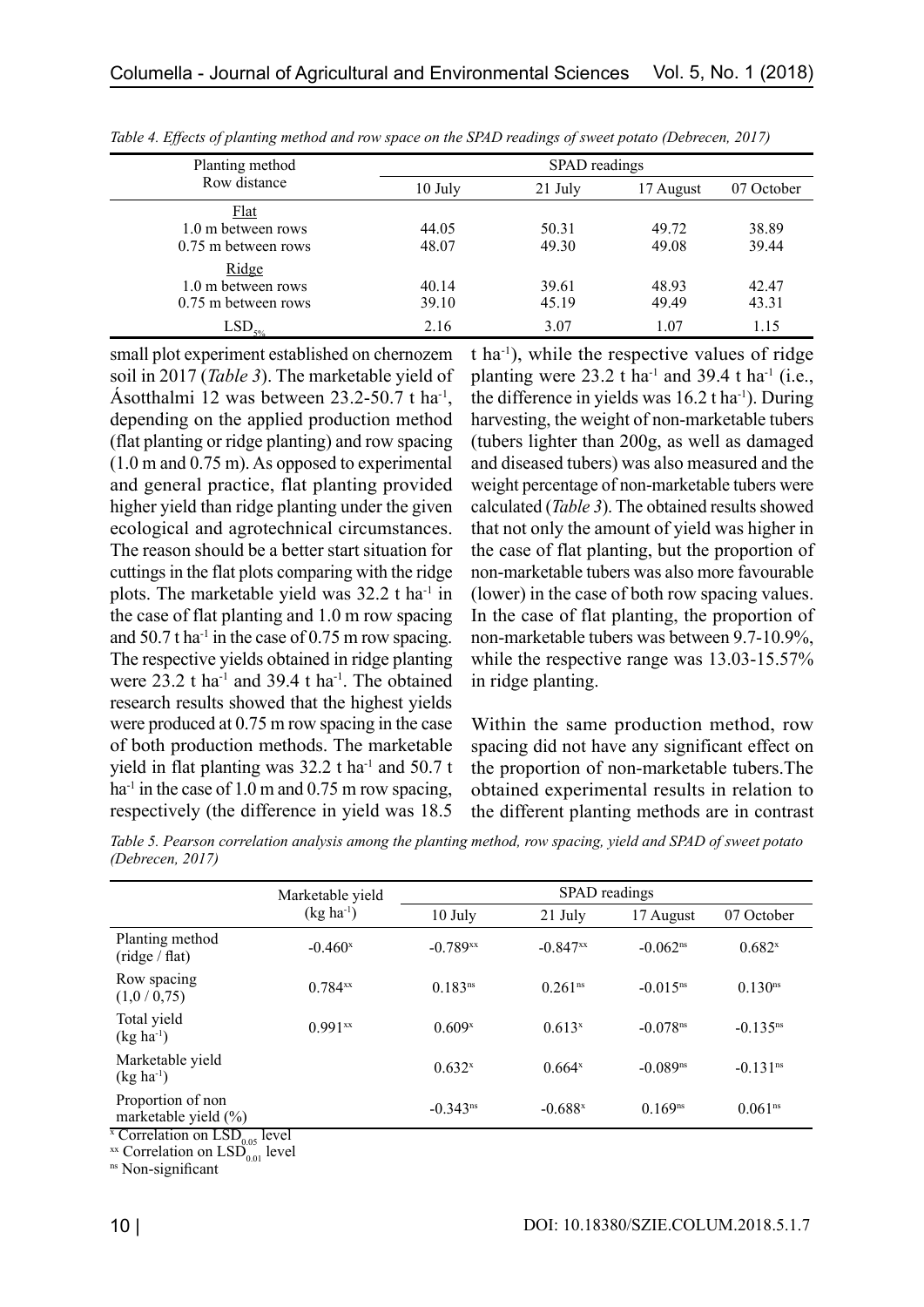*Table 4. Effects of planting method and row space on the SPAD readings of sweet potato (Debrecen, 2017)*

| Planting method<br>Row distance | SPAD readings | | | |
|---|---|---|---|---|
| | 10 July | 21 July | 17 August | 07 October |
| Flat | | | | |
| 1.0 m between rows | 44.05 | 50.31 | 49.72 | 38.89 |
| 0.75 m between rows | 48.07 | 49.30 | 49.08 | 39.44 |
| Ridge | | | | |
| 1.0 m between rows | 40.14 | 39.61 | 48.93 | 42.47 |
| 0.75 m between rows | 39.10 | 45.19 | 49.49 | 43.31 |
| $LSD_{5\%}$ | 2.16 | 3.07 | 1.07 | 1.15 |

small plot experiment established on chernozem soil in 2017 (*Table 3*). The marketable yield of Ásotthalmi 12 was between 23.2-50.7 t ha$^{-1}$, depending on the applied production method (flat planting or ridge planting) and row spacing (1.0 m and 0.75 m). As opposed to experimental and general practice, flat planting provided higher yield than ridge planting under the given ecological and agrotechnical circumstances. The reason should be a better start situation for cuttings in the flat plots comparing with the ridge plots. The marketable yield was 32.2 t ha$^{-1}$ in the case of flat planting and 1.0 m row spacing and 50.7 t ha$^{-1}$ in the case of 0.75 m row spacing. The respective yields obtained in ridge planting were 23.2 t ha$^{-1}$ and 39.4 t ha$^{-1}$. The obtained research results showed that the highest yields were produced at 0.75 m row spacing in the case of both production methods. The marketable yield in flat planting was 32.2 t ha$^{-1}$ and 50.7 t ha$^{-1}$ in the case of 1.0 m and 0.75 m row spacing, respectively (the difference in yield was 18.5 t ha$^{-1}$), while the respective values of ridge planting were 23.2 t ha$^{-1}$ and 39.4 t ha$^{-1}$ (i.e., the difference in yields was 16.2 t ha$^{-1}$). During harvesting, the weight of non-marketable tubers (tubers lighter than 200g, as well as damaged and diseased tubers) was also measured and the weight percentage of non-marketable tubers were calculated (*Table 3*). The obtained results showed that not only the amount of yield was higher in the case of flat planting, but the proportion of non-marketable tubers was also more favourable (lower) in the case of both row spacing values. In the case of flat planting, the proportion of non-marketable tubers was between 9.7-10.9%, while the respective range was 13.03-15.57% in ridge planting.

Within the same production method, row spacing did not have any significant effect on the proportion of non-marketable tubers.The obtained experimental results in relation to the different planting methods are in contrast

*Table 5. Pearson correlation analysis among the planting method, row spacing, yield and SPAD of sweet potato (Debrecen, 2017)*

| | Marketable yield (kg ha$^{-1}$) | SPAD readings | | | |
|---|---|---|---|---|---|
| | | 10 July | 21 July | 17 August | 07 October |
| Planting method (ridge / flat) | -0.460$^{x}$ | -0.789$^{xx}$ | -0.847$^{xx}$ | -0.062$^{ns}$ | 0.682$^{x}$ |
| Row spacing (1,0 / 0,75) | 0.784$^{xx}$ | 0.183$^{ns}$ | 0.261$^{ns}$ | -0.015$^{ns}$ | 0.130$^{ns}$ |
| Total yield (kg ha$^{-1}$) | 0.991$^{xx}$ | 0.609$^{x}$ | 0.613$^{x}$ | -0.078$^{ns}$ | -0.135$^{ns}$ |
| Marketable yield (kg ha$^{-1}$) | | 0.632$^{x}$ | 0.664$^{x}$ | -0.089$^{ns}$ | -0.131$^{ns}$ |
| Proportion of non marketable yield (%) | | -0.343$^{ns}$ | -0.688$^{x}$ | 0.169$^{ns}$ | 0.061$^{ns}$ |

$^{x}$ Correlation on $LSD_{0.05}$ level
$^{xx}$ Correlation on $LSD_{0.01}$ level
$^{ns}$ Non-significant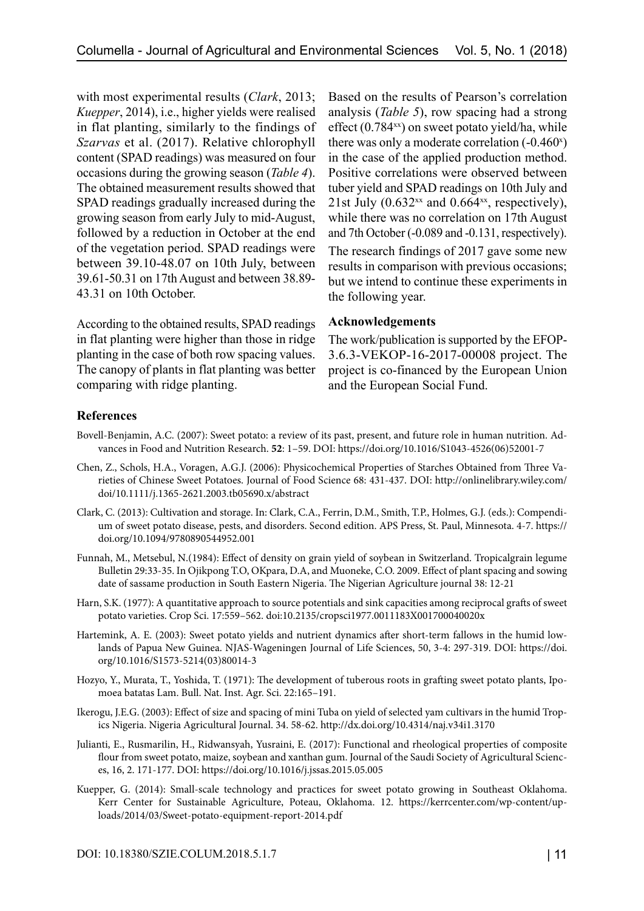with most experimental results (*Clark*, 2013; *Kuepper*, 2014), i.e., higher yields were realised in flat planting, similarly to the findings of *Szarvas* et al. (2017). Relative chlorophyll content (SPAD readings) was measured on four occasions during the growing season (*Table 4*). The obtained measurement results showed that SPAD readings gradually increased during the growing season from early July to mid-August, followed by a reduction in October at the end of the vegetation period. SPAD readings were between 39.10-48.07 on 10th July, between 39.61-50.31 on 17th August and between 38.89-43.31 on 10th October.

According to the obtained results, SPAD readings in flat planting were higher than those in ridge planting in the case of both row spacing values. The canopy of plants in flat planting was better comparing with ridge planting.

Based on the results of Pearson's correlation analysis (*Table 5*), row spacing had a strong effect ($0.784^{xx}$) on sweet potato yield/ha, while there was only a moderate correlation ($-0.460^{x}$) in the case of the applied production method. Positive correlations were observed between tuber yield and SPAD readings on 10th July and 21st July ($0.632^{xx}$ and $0.664^{xx}$, respectively), while there was no correlation on 17th August and 7th October (-0.089 and -0.131, respectively).

The research findings of 2017 gave some new results in comparison with previous occasions; but we intend to continue these experiments in the following year.

### Acknowledgements

The work/publication is supported by the EFOP-3.6.3-VEKOP-16-2017-00008 project. The project is co-financed by the European Union and the European Social Fund.

### References

Bovell-Benjamin, A.C. (2007): Sweet potato: a review of its past, present, and future role in human nutrition. Advances in Food and Nutrition Research. **52**: 1–59. DOI: https://doi.org/10.1016/S1043-4526(06)52001-7

Chen, Z., Schols, H.A., Voragen, A.G.J. (2006): Physicochemical Properties of Starches Obtained from Three Varieties of Chinese Sweet Potatoes. Journal of Food Science 68: 431-437. DOI: http://onlinelibrary.wiley.com/doi/10.1111/j.1365-2621.2003.tb05690.x/abstract

Clark, C. (2013): Cultivation and storage. In: Clark, C.A., Ferrin, D.M., Smith, T.P., Holmes, G.J. (eds.): Compendium of sweet potato disease, pests, and disorders. Second edition. APS Press, St. Paul, Minnesota. 4-7. https://doi.org/10.1094/9780890544952.001

Funnah, M., Metsebul, N.(1984): Effect of density on grain yield of soybean in Switzerland. Tropicalgrain legume Bulletin 29:33-35. In Ojikpong T.O, OKpara, D.A, and Muoneke, C.O. 2009. Effect of plant spacing and sowing date of sassame production in South Eastern Nigeria. The Nigerian Agriculture journal 38: 12-21

Harn, S.K. (1977): A quantitative approach to source potentials and sink capacities among reciprocal grafts of sweet potato varieties. Crop Sci. 17:559–562. doi:10.2135/cropsci1977.0011183X001700040020x

Hartemink, A. E. (2003): Sweet potato yields and nutrient dynamics after short-term fallows in the humid lowlands of Papua New Guinea. NJAS-Wageningen Journal of Life Sciences, 50, 3-4: 297-319. DOI: https://doi.org/10.1016/S1573-5214(03)80014-3

Hozyo, Y., Murata, T., Yoshida, T. (1971): The development of tuberous roots in grafting sweet potato plants, Ipomoea batatas Lam. Bull. Nat. Inst. Agr. Sci. 22:165–191.

Ikerogu, J.E.G. (2003): Effect of size and spacing of mini Tuba on yield of selected yam cultivars in the humid Tropics Nigeria. Nigeria Agricultural Journal. 34. 58-62. http://dx.doi.org/10.4314/naj.v34i1.3170

Julianti, E., Rusmarilin, H., Ridwansyah, Yusraini, E. (2017): Functional and rheological properties of composite flour from sweet potato, maize, soybean and xanthan gum. Journal of the Saudi Society of Agricultural Sciences, 16, 2. 171-177. DOI: https://doi.org/10.1016/j.jssas.2015.05.005

Kuepper, G. (2014): Small-scale technology and practices for sweet potato growing in Southeast Oklahoma. Kerr Center for Sustainable Agriculture, Poteau, Oklahoma. 12. https://kerrcenter.com/wp-content/uploads/2014/03/Sweet-potato-equipment-report-2014.pdf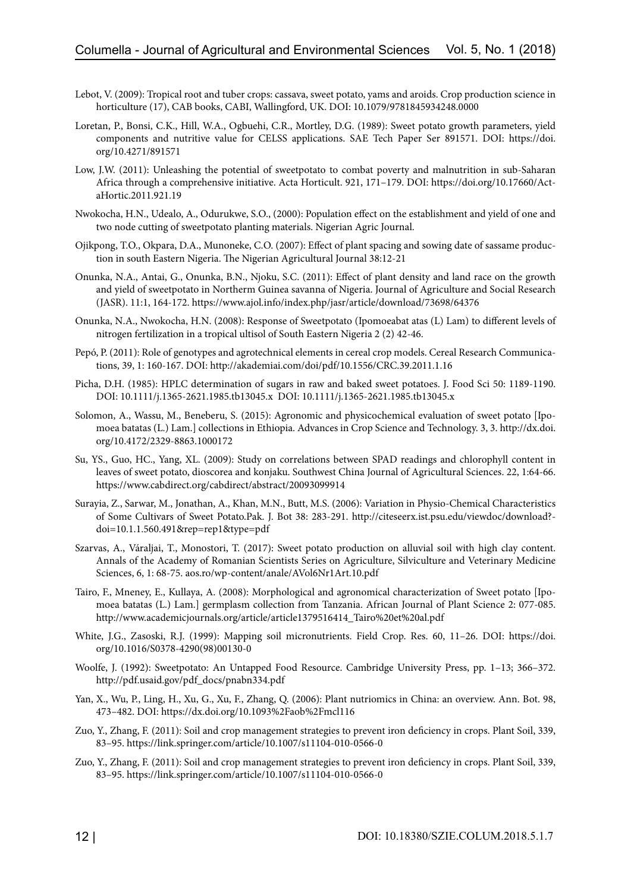Lebot, V. (2009): Tropical root and tuber crops: cassava, sweet potato, yams and aroids. Crop production science in horticulture (17), CAB books, CABI, Wallingford, UK. DOI: 10.1079/9781845934248.0000

Loretan, P., Bonsi, C.K., Hill, W.A., Ogbuehi, C.R., Mortley, D.G. (1989): Sweet potato growth parameters, yield components and nutritive value for CELSS applications. SAE Tech Paper Ser 891571. DOI: https://doi.org/10.4271/891571

Low, J.W. (2011): Unleashing the potential of sweetpotato to combat poverty and malnutrition in sub-Saharan Africa through a comprehensive initiative. Acta Horticult. 921, 171–179. DOI: https://doi.org/10.17660/ActaHortic.2011.921.19

Nwokocha, H.N., Udealo, A., Odurukwe, S.O., (2000): Population effect on the establishment and yield of one and two node cutting of sweetpotato planting materials. Nigerian Agric Journal.

Ojikpong, T.O., Okpara, D.A., Munoneke, C.O. (2007): Effect of plant spacing and sowing date of sassame production in south Eastern Nigeria. The Nigerian Agricultural Journal 38:12-21

Onunka, N.A., Antai, G., Onunka, B.N., Njoku, S.C. (2011): Effect of plant density and land race on the growth and yield of sweetpotato in Northerm Guinea savanna of Nigeria. Journal of Agriculture and Social Research (JASR). 11:1, 164-172. https://www.ajol.info/index.php/jasr/article/download/73698/64376

Onunka, N.A., Nwokocha, H.N. (2008): Response of Sweetpotato (Ipomoeabat atas (L) Lam) to different levels of nitrogen fertilization in a tropical ultisol of South Eastern Nigeria 2 (2) 42-46.

Pepó, P. (2011): Role of genotypes and agrotechnical elements in cereal crop models. Cereal Research Communications, 39, 1: 160-167. DOI: http://akademiai.com/doi/pdf/10.1556/CRC.39.2011.1.16

Picha, D.H. (1985): HPLC determination of sugars in raw and baked sweet potatoes. J. Food Sci 50: 1189-1190. DOI: 10.1111/j.1365-2621.1985.tb13045.x DOI: 10.1111/j.1365-2621.1985.tb13045.x

Solomon, A., Wassu, M., Beneberu, S. (2015): Agronomic and physicochemical evaluation of sweet potato [Ipomoea batatas (L.) Lam.] collections in Ethiopia. Advances in Crop Science and Technology. 3, 3. http://dx.doi.org/10.4172/2329-8863.1000172

Su, YS., Guo, HC., Yang, XL. (2009): Study on correlations between SPAD readings and chlorophyll content in leaves of sweet potato, dioscorea and konjaku. Southwest China Journal of Agricultural Sciences. 22, 1:64-66. https://www.cabdirect.org/cabdirect/abstract/20093099914

Surayia, Z., Sarwar, M., Jonathan, A., Khan, M.N., Butt, M.S. (2006): Variation in Physio-Chemical Characteristics of Some Cultivars of Sweet Potato.Pak. J. Bot 38: 283-291. http://citeseerx.ist.psu.edu/viewdoc/download?doi=10.1.1.560.491&rep=rep1&type=pdf

Szarvas, A., Váraljai, T., Monostori, T. (2017): Sweet potato production on alluvial soil with high clay content. Annals of the Academy of Romanian Scientists Series on Agriculture, Silviculture and Veterinary Medicine Sciences, 6, 1: 68-75. aos.ro/wp-content/anale/AVol6Nr1Art.10.pdf

Tairo, F., Mneney, E., Kullaya, A. (2008): Morphological and agronomical characterization of Sweet potato [Ipomoea batatas (L.) Lam.] germplasm collection from Tanzania. African Journal of Plant Science 2: 077-085. http://www.academicjournals.org/article/article1379516414_Tairo%20et%20al.pdf

White, J.G., Zasoski, R.J. (1999): Mapping soil micronutrients. Field Crop. Res. 60, 11–26. DOI: https://doi.org/10.1016/S0378-4290(98)00130-0

Woolfe, J. (1992): Sweetpotato: An Untapped Food Resource. Cambridge University Press, pp. 1–13; 366–372. http://pdf.usaid.gov/pdf_docs/pnabn334.pdf

Yan, X., Wu, P., Ling, H., Xu, G., Xu, F., Zhang, Q. (2006): Plant nutriomics in China: an overview. Ann. Bot. 98, 473–482. DOI: https://dx.doi.org/10.1093%2Faob%2Fmcl116

Zuo, Y., Zhang, F. (2011): Soil and crop management strategies to prevent iron deficiency in crops. Plant Soil, 339, 83–95. https://link.springer.com/article/10.1007/s11104-010-0566-0

Zuo, Y., Zhang, F. (2011): Soil and crop management strategies to prevent iron deficiency in crops. Plant Soil, 339, 83–95. https://link.springer.com/article/10.1007/s11104-010-0566-0